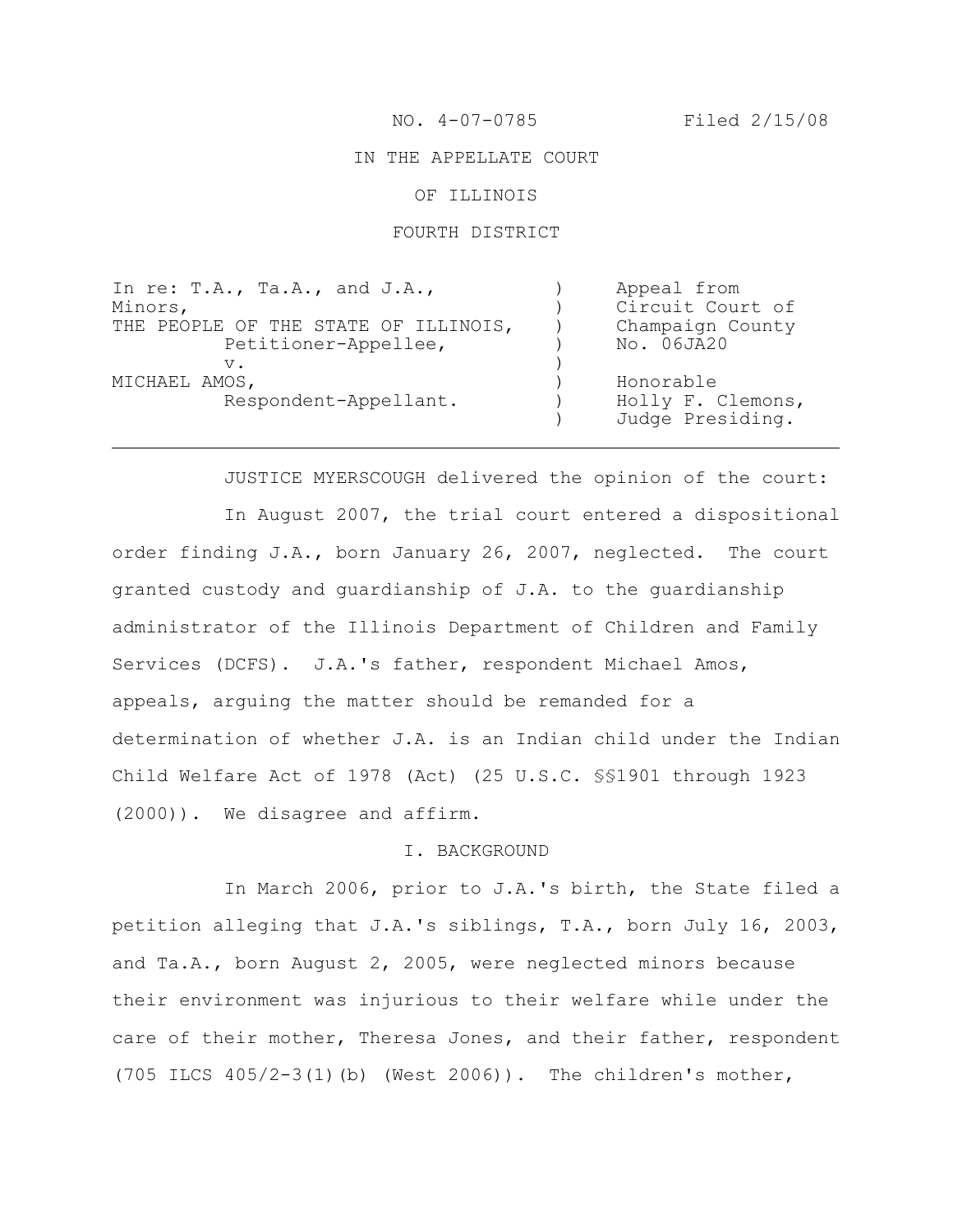NO. 4-07-0785 Filed 2/15/08

IN THE APPELLATE COURT

OF ILLINOIS

FOURTH DISTRICT

| | | |
|---|---|---|
| In re: T.A., Ta.A., and J.A., Minors, | ) | Appeal from |
| THE PEOPLE OF THE STATE OF ILLINOIS, | ) | Circuit Court of |
| Petitioner-Appellee, | ) | Champaign County |
| v. | ) | No. 06JA20 |
| MICHAEL AMOS, | ) | Honorable |
| Respondent-Appellant. | ) | Holly F. Clemons, |
| | ) | Judge Presiding. |

---

JUSTICE MYERSCOUGH delivered the opinion of the court:

In August 2007, the trial court entered a dispositional order finding J.A., born January 26, 2007, neglected. The court granted custody and guardianship of J.A. to the guardianship administrator of the Illinois Department of Children and Family Services (DCFS). J.A.'s father, respondent Michael Amos, appeals, arguing the matter should be remanded for a determination of whether J.A. is an Indian child under the Indian Child Welfare Act of 1978 (Act) (25 U.S.C. §§1901 through 1923 (2000)). We disagree and affirm.

## I. BACKGROUND

In March 2006, prior to J.A.'s birth, the State filed a petition alleging that J.A.'s siblings, T.A., born July 16, 2003, and Ta.A., born August 2, 2005, were neglected minors because their environment was injurious to their welfare while under the care of their mother, Theresa Jones, and their father, respondent (705 ILCS 405/2-3(1)(b) (West 2006)). The children's mother,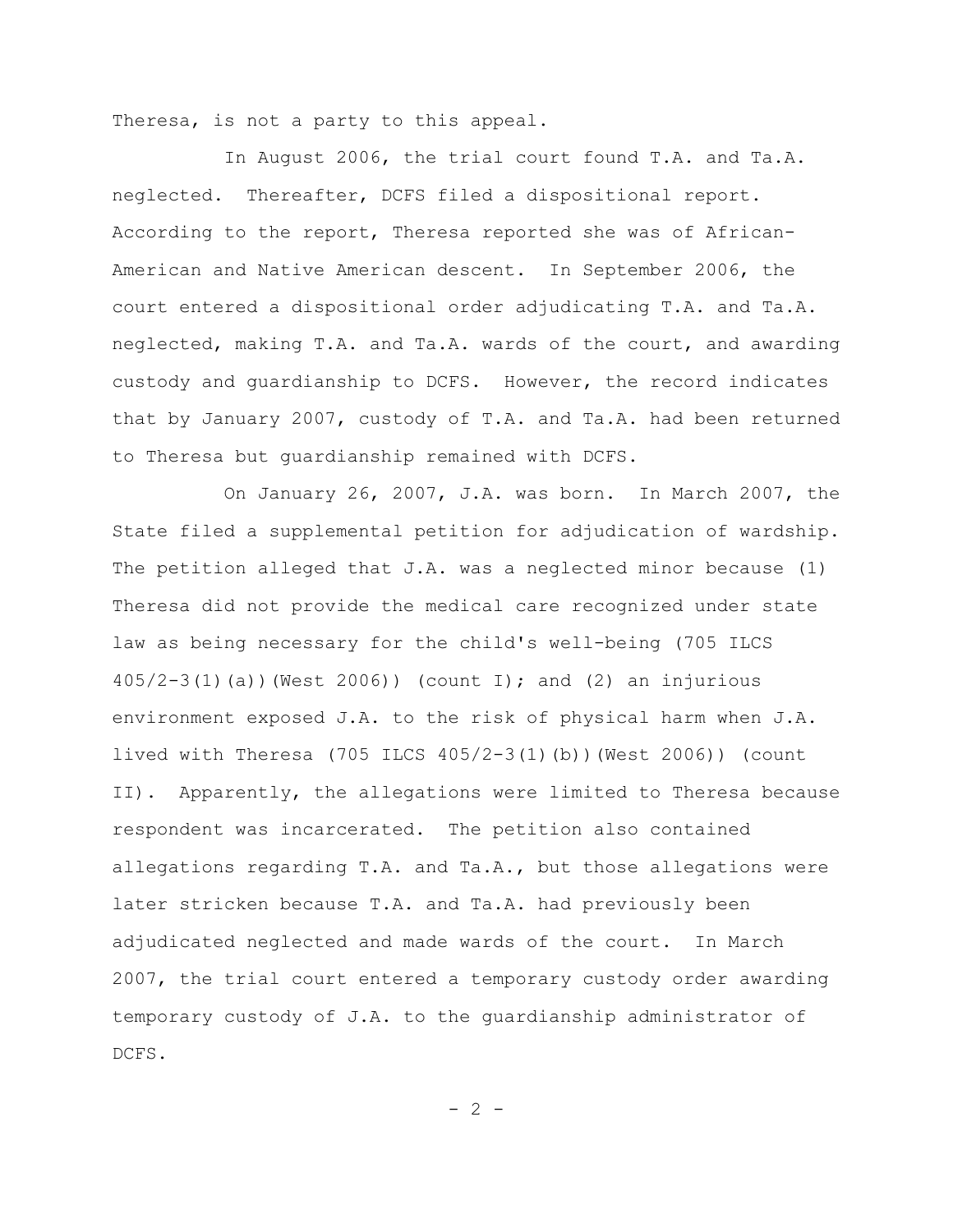Theresa, is not a party to this appeal.

In August 2006, the trial court found T.A. and Ta.A. neglected. Thereafter, DCFS filed a dispositional report. According to the report, Theresa reported she was of African-American and Native American descent. In September 2006, the court entered a dispositional order adjudicating T.A. and Ta.A. neglected, making T.A. and Ta.A. wards of the court, and awarding custody and guardianship to DCFS. However, the record indicates that by January 2007, custody of T.A. and Ta.A. had been returned to Theresa but guardianship remained with DCFS.

On January 26, 2007, J.A. was born. In March 2007, the State filed a supplemental petition for adjudication of wardship. The petition alleged that J.A. was a neglected minor because (1) Theresa did not provide the medical care recognized under state law as being necessary for the child's well-being (705 ILCS 405/2-3(1)(a))(West 2006)) (count I); and (2) an injurious environment exposed J.A. to the risk of physical harm when J.A. lived with Theresa (705 ILCS 405/2-3(1)(b))(West 2006)) (count II). Apparently, the allegations were limited to Theresa because respondent was incarcerated. The petition also contained allegations regarding T.A. and Ta.A., but those allegations were later stricken because T.A. and Ta.A. had previously been adjudicated neglected and made wards of the court. In March 2007, the trial court entered a temporary custody order awarding temporary custody of J.A. to the guardianship administrator of DCFS.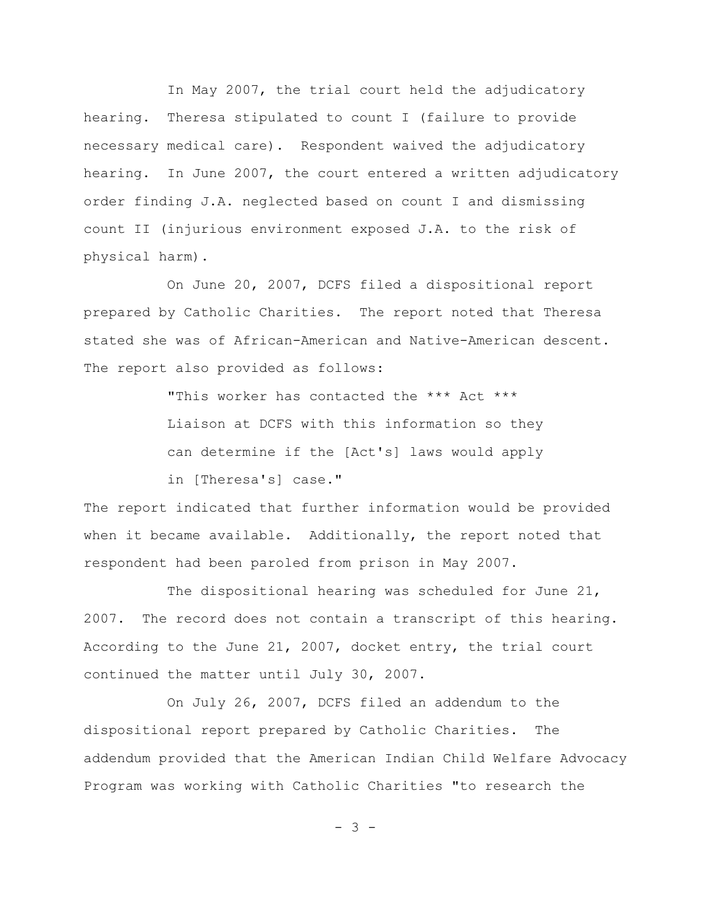In May 2007, the trial court held the adjudicatory hearing. Theresa stipulated to count I (failure to provide necessary medical care). Respondent waived the adjudicatory hearing. In June 2007, the court entered a written adjudicatory order finding J.A. neglected based on count I and dismissing count II (injurious environment exposed J.A. to the risk of physical harm).

On June 20, 2007, DCFS filed a dispositional report prepared by Catholic Charities. The report noted that Theresa stated she was of African-American and Native-American descent. The report also provided as follows:

> "This worker has contacted the *** Act *** Liaison at DCFS with this information so they can determine if the [Act's] laws would apply in [Theresa's] case."

The report indicated that further information would be provided when it became available. Additionally, the report noted that respondent had been paroled from prison in May 2007.

The dispositional hearing was scheduled for June 21, 2007. The record does not contain a transcript of this hearing. According to the June 21, 2007, docket entry, the trial court continued the matter until July 30, 2007.

On July 26, 2007, DCFS filed an addendum to the dispositional report prepared by Catholic Charities. The addendum provided that the American Indian Child Welfare Advocacy Program was working with Catholic Charities "to research the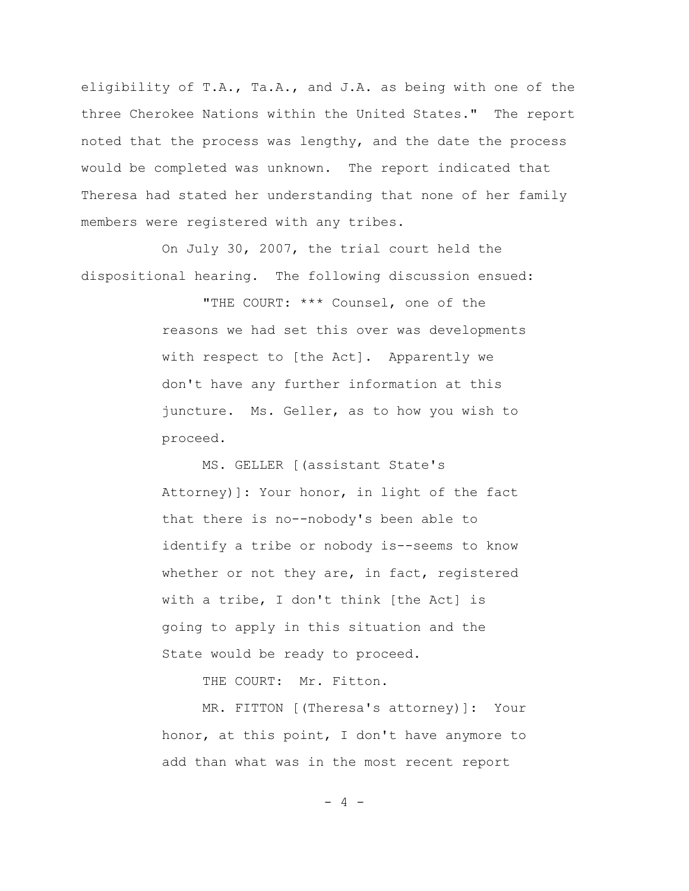eligibility of T.A., Ta.A., and J.A. as being with one of the three Cherokee Nations within the United States." The report noted that the process was lengthy, and the date the process would be completed was unknown. The report indicated that Theresa had stated her understanding that none of her family members were registered with any tribes.

On July 30, 2007, the trial court held the dispositional hearing. The following discussion ensued:

> "THE COURT: *** Counsel, one of the reasons we had set this over was developments with respect to [the Act]. Apparently we don't have any further information at this juncture. Ms. Geller, as to how you wish to proceed.
>
> MS. GELLER [(assistant State's Attorney)]: Your honor, in light of the fact that there is no--nobody's been able to identify a tribe or nobody is--seems to know whether or not they are, in fact, registered with a tribe, I don't think [the Act] is going to apply in this situation and the State would be ready to proceed.
>
> THE COURT: Mr. Fitton.
>
> MR. FITTON [(Theresa's attorney)]: Your honor, at this point, I don't have anymore to add than what was in the most recent report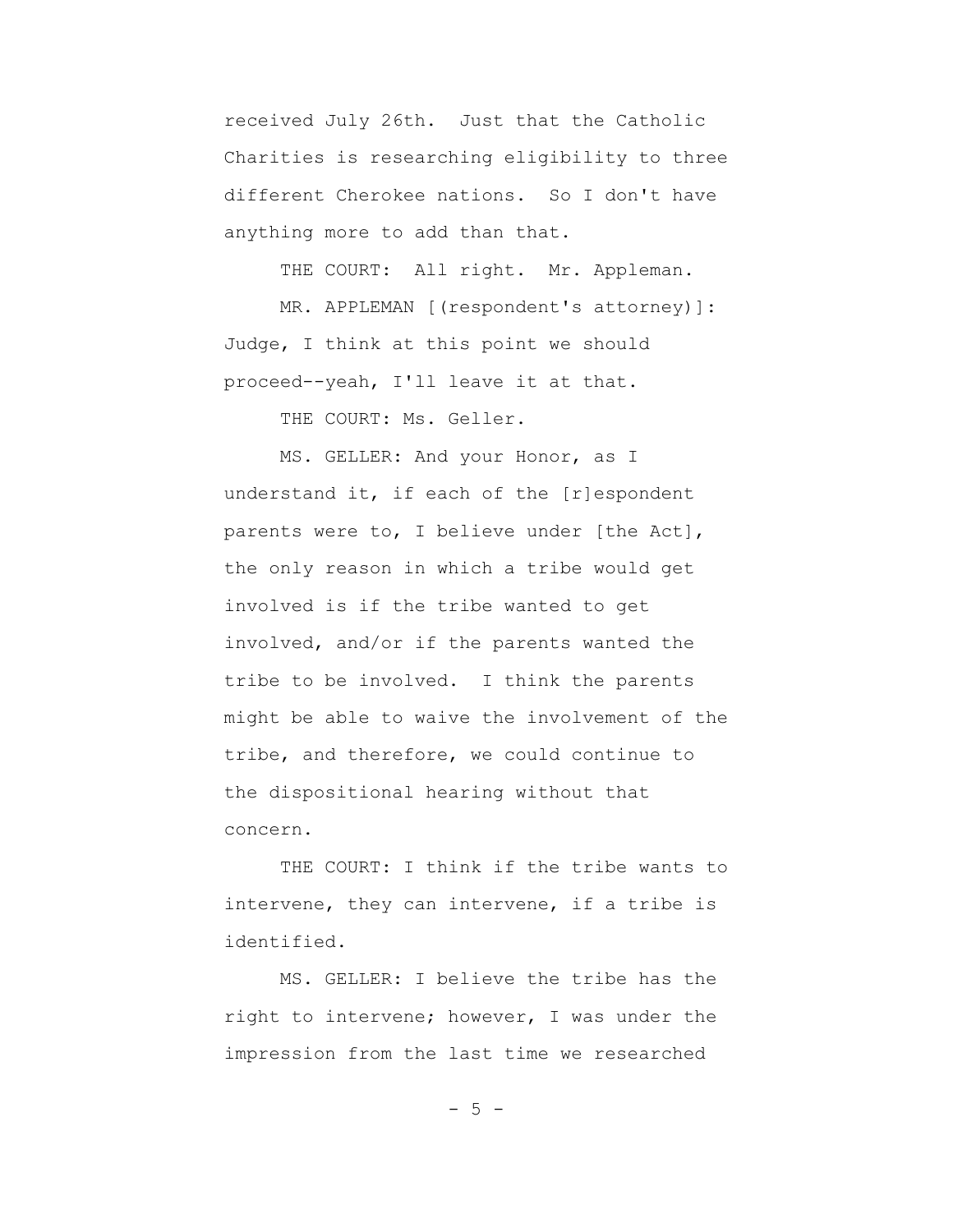received July 26th. Just that the Catholic Charities is researching eligibility to three different Cherokee nations. So I don't have anything more to add than that.

THE COURT: All right. Mr. Appleman.

MR. APPLEMAN [(respondent's attorney)]: Judge, I think at this point we should proceed--yeah, I'll leave it at that.

THE COURT: Ms. Geller.

MS. GELLER: And your Honor, as I understand it, if each of the [r]espondent parents were to, I believe under [the Act], the only reason in which a tribe would get involved is if the tribe wanted to get involved, and/or if the parents wanted the tribe to be involved. I think the parents might be able to waive the involvement of the tribe, and therefore, we could continue to the dispositional hearing without that concern.

THE COURT: I think if the tribe wants to intervene, they can intervene, if a tribe is identified.

MS. GELLER: I believe the tribe has the right to intervene; however, I was under the impression from the last time we researched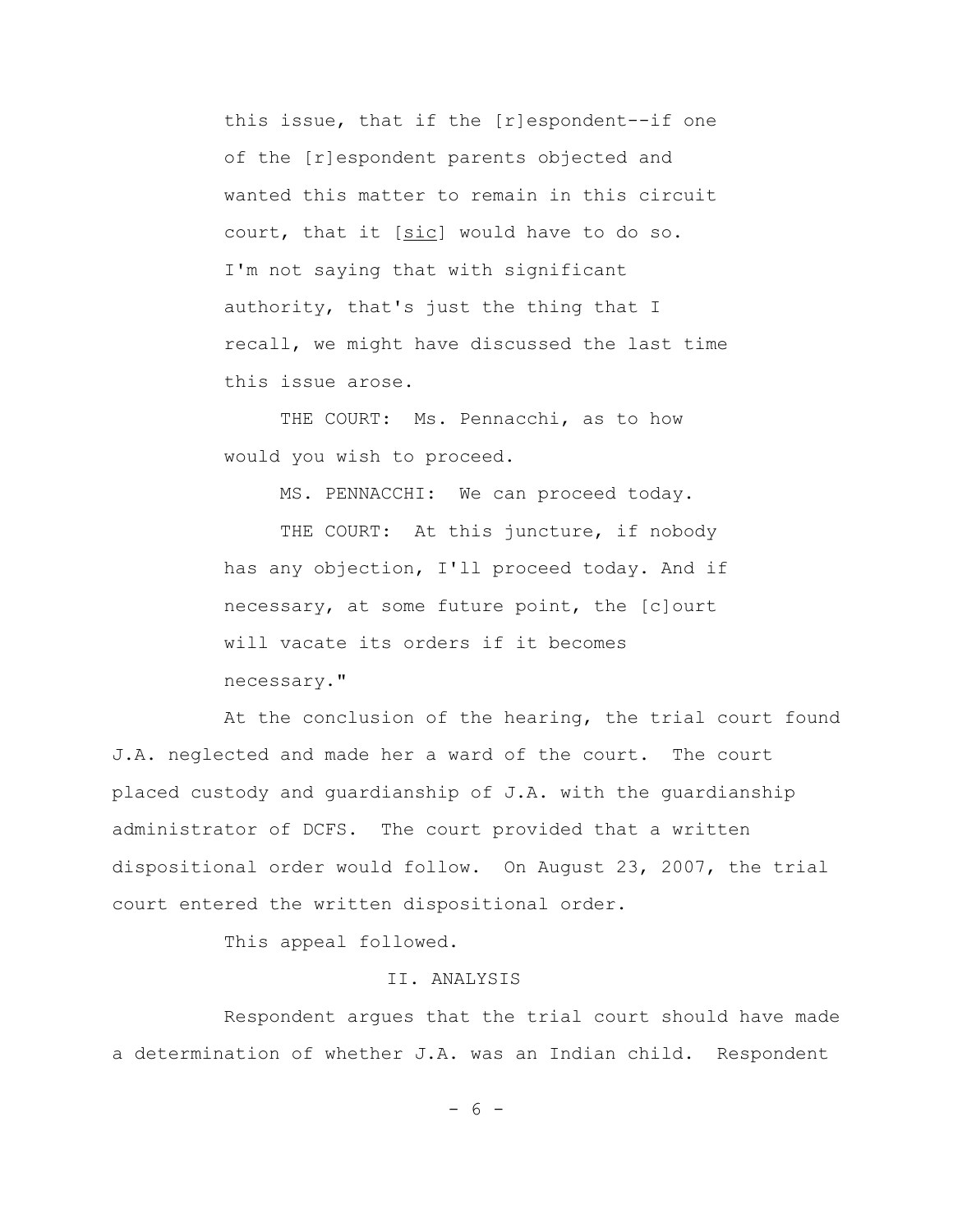this issue, that if the [r]espondent--if one of the [r]espondent parents objected and wanted this matter to remain in this circuit court, that it [sic] would have to do so. I'm not saying that with significant authority, that's just the thing that I recall, we might have discussed the last time this issue arose.

THE COURT: Ms. Pennacchi, as to how would you wish to proceed.

MS. PENNACCHI: We can proceed today.

THE COURT: At this juncture, if nobody has any objection, I'll proceed today. And if necessary, at some future point, the [c]ourt will vacate its orders if it becomes necessary."

At the conclusion of the hearing, the trial court found J.A. neglected and made her a ward of the court. The court placed custody and guardianship of J.A. with the guardianship administrator of DCFS. The court provided that a written dispositional order would follow. On August 23, 2007, the trial court entered the written dispositional order.

This appeal followed.

## II. ANALYSIS

Respondent argues that the trial court should have made a determination of whether J.A. was an Indian child. Respondent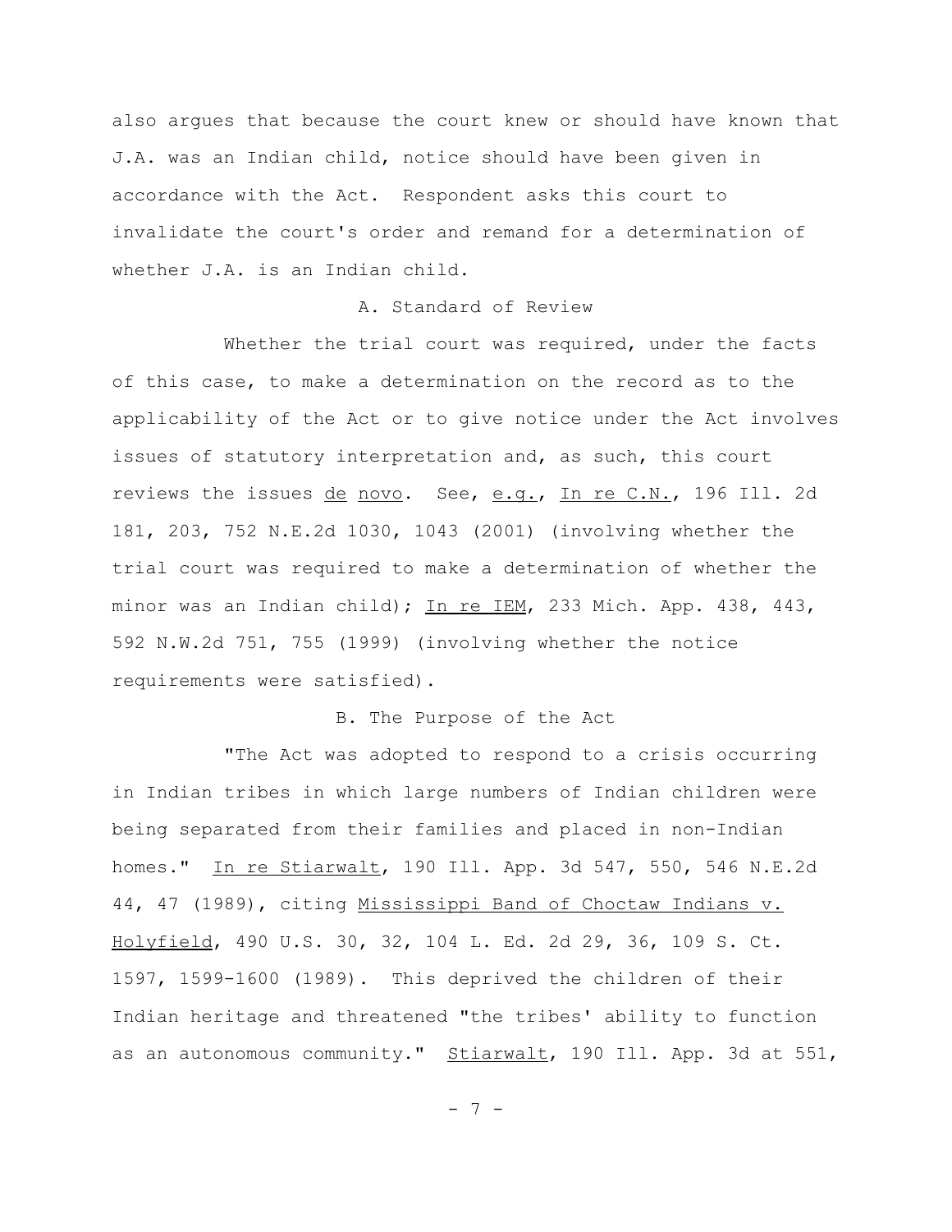also argues that because the court knew or should have known that J.A. was an Indian child, notice should have been given in accordance with the Act. Respondent asks this court to invalidate the court's order and remand for a determination of whether J.A. is an Indian child.

### A. Standard of Review

Whether the trial court was required, under the facts of this case, to make a determination on the record as to the applicability of the Act or to give notice under the Act involves issues of statutory interpretation and, as such, this court reviews the issues de novo. See, e.g., In re C.N., 196 Ill. 2d 181, 203, 752 N.E.2d 1030, 1043 (2001) (involving whether the trial court was required to make a determination of whether the minor was an Indian child); In re IEM, 233 Mich. App. 438, 443, 592 N.W.2d 751, 755 (1999) (involving whether the notice requirements were satisfied).

### B. The Purpose of the Act

"The Act was adopted to respond to a crisis occurring in Indian tribes in which large numbers of Indian children were being separated from their families and placed in non-Indian homes." In re Stiarwalt, 190 Ill. App. 3d 547, 550, 546 N.E.2d 44, 47 (1989), citing Mississippi Band of Choctaw Indians v. Holyfield, 490 U.S. 30, 32, 104 L. Ed. 2d 29, 36, 109 S. Ct. 1597, 1599-1600 (1989). This deprived the children of their Indian heritage and threatened "the tribes' ability to function as an autonomous community." Stiarwalt, 190 Ill. App. 3d at 551,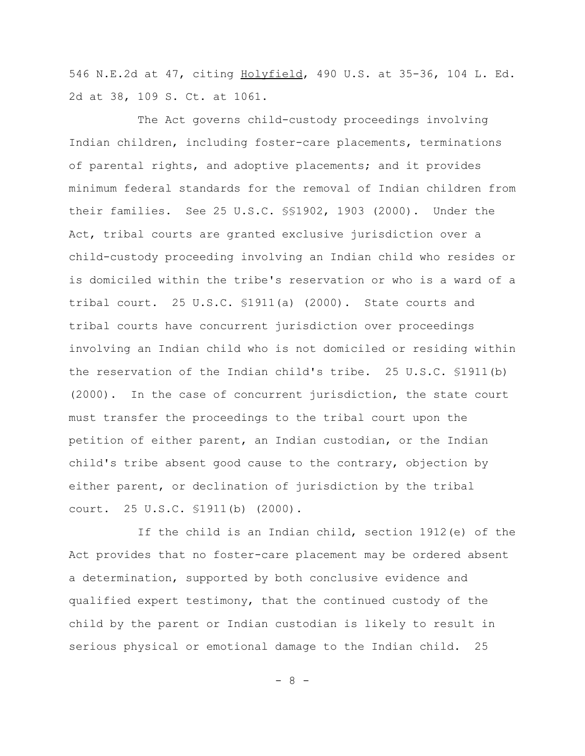546 N.E.2d at 47, citing Holyfield, 490 U.S. at 35-36, 104 L. Ed. 2d at 38, 109 S. Ct. at 1061.

The Act governs child-custody proceedings involving Indian children, including foster-care placements, terminations of parental rights, and adoptive placements; and it provides minimum federal standards for the removal of Indian children from their families. See 25 U.S.C. §§1902, 1903 (2000). Under the Act, tribal courts are granted exclusive jurisdiction over a child-custody proceeding involving an Indian child who resides or is domiciled within the tribe's reservation or who is a ward of a tribal court. 25 U.S.C. §1911(a) (2000). State courts and tribal courts have concurrent jurisdiction over proceedings involving an Indian child who is not domiciled or residing within the reservation of the Indian child's tribe. 25 U.S.C. §1911(b) (2000). In the case of concurrent jurisdiction, the state court must transfer the proceedings to the tribal court upon the petition of either parent, an Indian custodian, or the Indian child's tribe absent good cause to the contrary, objection by either parent, or declination of jurisdiction by the tribal court. 25 U.S.C. §1911(b) (2000).

If the child is an Indian child, section 1912(e) of the Act provides that no foster-care placement may be ordered absent a determination, supported by both conclusive evidence and qualified expert testimony, that the continued custody of the child by the parent or Indian custodian is likely to result in serious physical or emotional damage to the Indian child. 25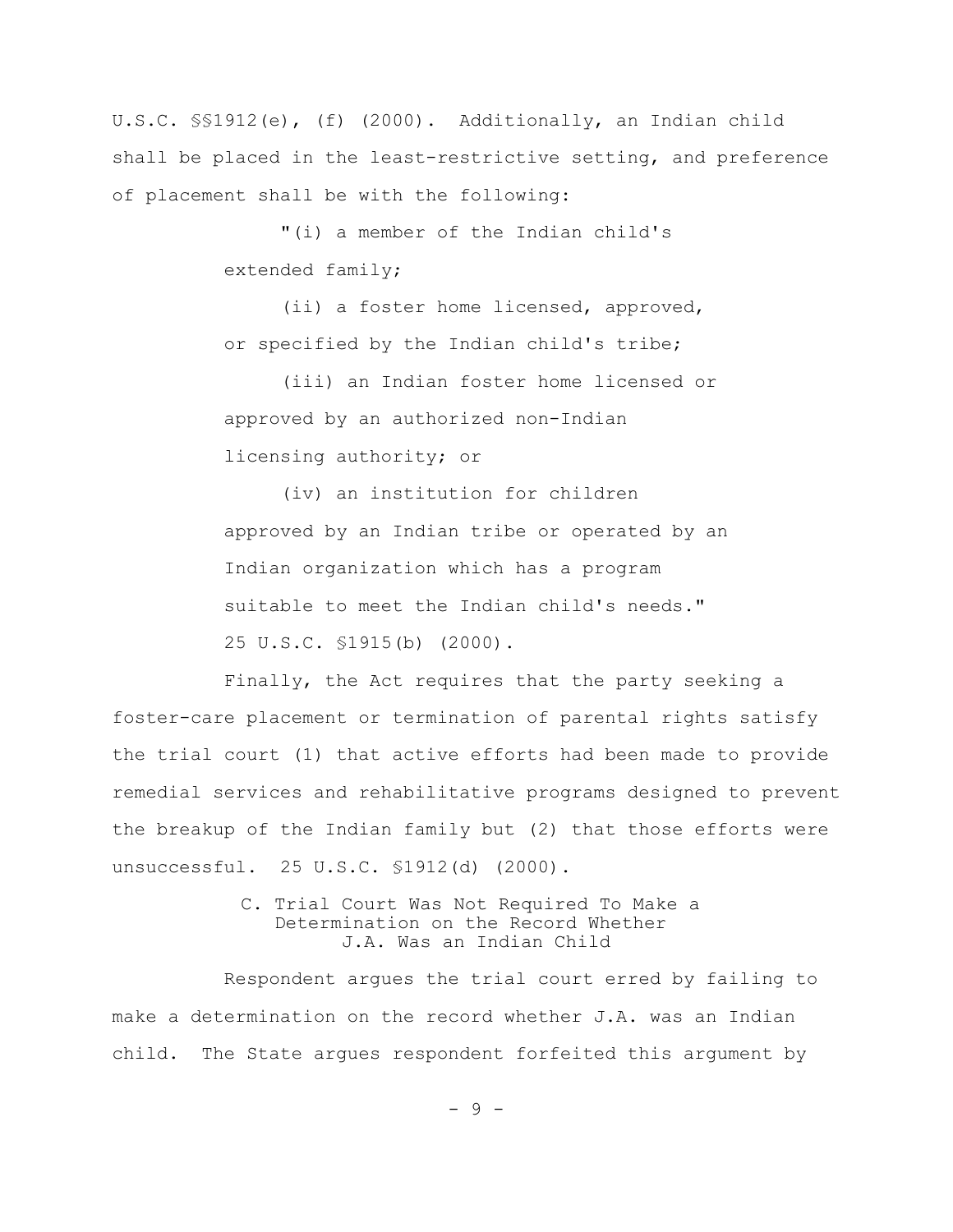U.S.C. §§1912(e), (f) (2000). Additionally, an Indian child shall be placed in the least-restrictive setting, and preference of placement shall be with the following:

> "(i) a member of the Indian child's extended family;
>
> (ii) a foster home licensed, approved, or specified by the Indian child's tribe;
>
> (iii) an Indian foster home licensed or approved by an authorized non-Indian licensing authority; or
>
> (iv) an institution for children approved by an Indian tribe or operated by an Indian organization which has a program suitable to meet the Indian child's needs." 25 U.S.C. §1915(b) (2000).

Finally, the Act requires that the party seeking a foster-care placement or termination of parental rights satisfy the trial court (1) that active efforts had been made to provide remedial services and rehabilitative programs designed to prevent the breakup of the Indian family but (2) that those efforts were unsuccessful. 25 U.S.C. §1912(d) (2000).

### C. Trial Court Was Not Required To Make a Determination on the Record Whether J.A. Was an Indian Child

Respondent argues the trial court erred by failing to make a determination on the record whether J.A. was an Indian child. The State argues respondent forfeited this argument by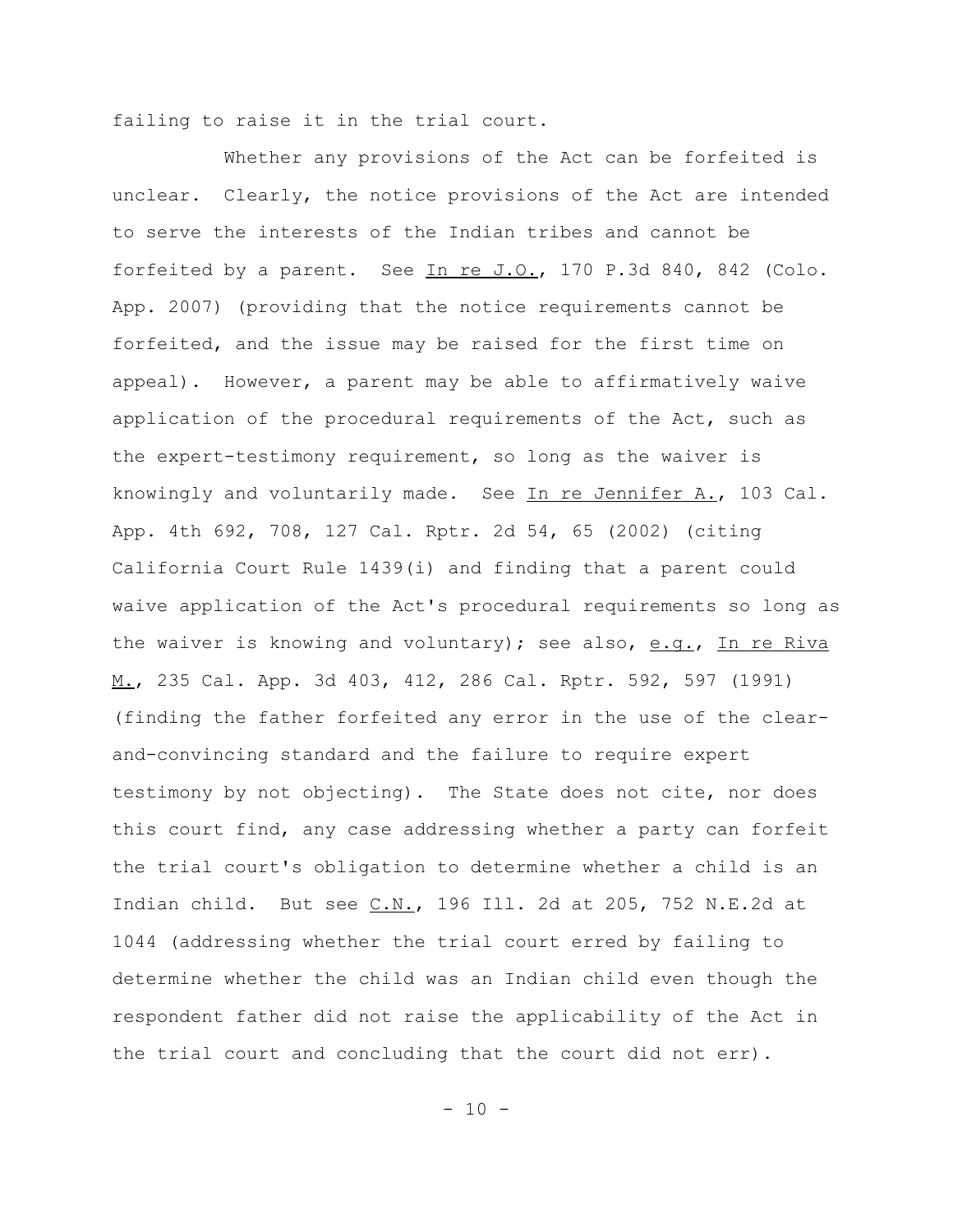failing to raise it in the trial court.

Whether any provisions of the Act can be forfeited is unclear. Clearly, the notice provisions of the Act are intended to serve the interests of the Indian tribes and cannot be forfeited by a parent. See In re J.O., 170 P.3d 840, 842 (Colo. App. 2007) (providing that the notice requirements cannot be forfeited, and the issue may be raised for the first time on appeal). However, a parent may be able to affirmatively waive application of the procedural requirements of the Act, such as the expert-testimony requirement, so long as the waiver is knowingly and voluntarily made. See In re Jennifer A., 103 Cal. App. 4th 692, 708, 127 Cal. Rptr. 2d 54, 65 (2002) (citing California Court Rule 1439(i) and finding that a parent could waive application of the Act's procedural requirements so long as the waiver is knowing and voluntary); see also, e.g., In re Riva M., 235 Cal. App. 3d 403, 412, 286 Cal. Rptr. 592, 597 (1991) (finding the father forfeited any error in the use of the clear-and-convincing standard and the failure to require expert testimony by not objecting). The State does not cite, nor does this court find, any case addressing whether a party can forfeit the trial court's obligation to determine whether a child is an Indian child. But see C.N., 196 Ill. 2d at 205, 752 N.E.2d at 1044 (addressing whether the trial court erred by failing to determine whether the child was an Indian child even though the respondent father did not raise the applicability of the Act in the trial court and concluding that the court did not err).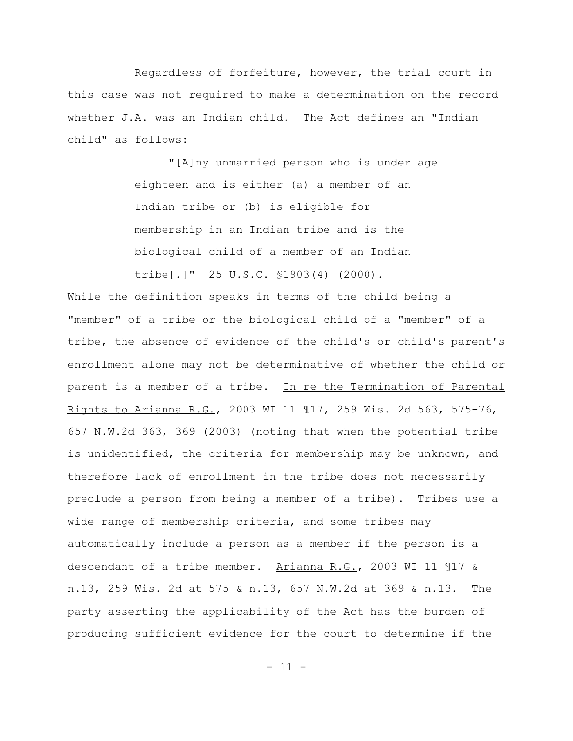Regardless of forfeiture, however, the trial court in this case was not required to make a determination on the record whether J.A. was an Indian child. The Act defines an "Indian child" as follows:

> "[A]ny unmarried person who is under age eighteen and is either (a) a member of an Indian tribe or (b) is eligible for membership in an Indian tribe and is the biological child of a member of an Indian tribe[.]" 25 U.S.C. §1903(4) (2000).

While the definition speaks in terms of the child being a "member" of a tribe or the biological child of a "member" of a tribe, the absence of evidence of the child's or child's parent's enrollment alone may not be determinative of whether the child or parent is a member of a tribe. <u>In re the Termination of Parental Rights to Arianna R.G.</u>, 2003 WI 11 ¶17, 259 Wis. 2d 563, 575-76, 657 N.W.2d 363, 369 (2003) (noting that when the potential tribe is unidentified, the criteria for membership may be unknown, and therefore lack of enrollment in the tribe does not necessarily preclude a person from being a member of a tribe). Tribes use a wide range of membership criteria, and some tribes may automatically include a person as a member if the person is a descendant of a tribe member. <u>Arianna R.G.</u>, 2003 WI 11 ¶17 & n.13, 259 Wis. 2d at 575 & n.13, 657 N.W.2d at 369 & n.13. The party asserting the applicability of the Act has the burden of producing sufficient evidence for the court to determine if the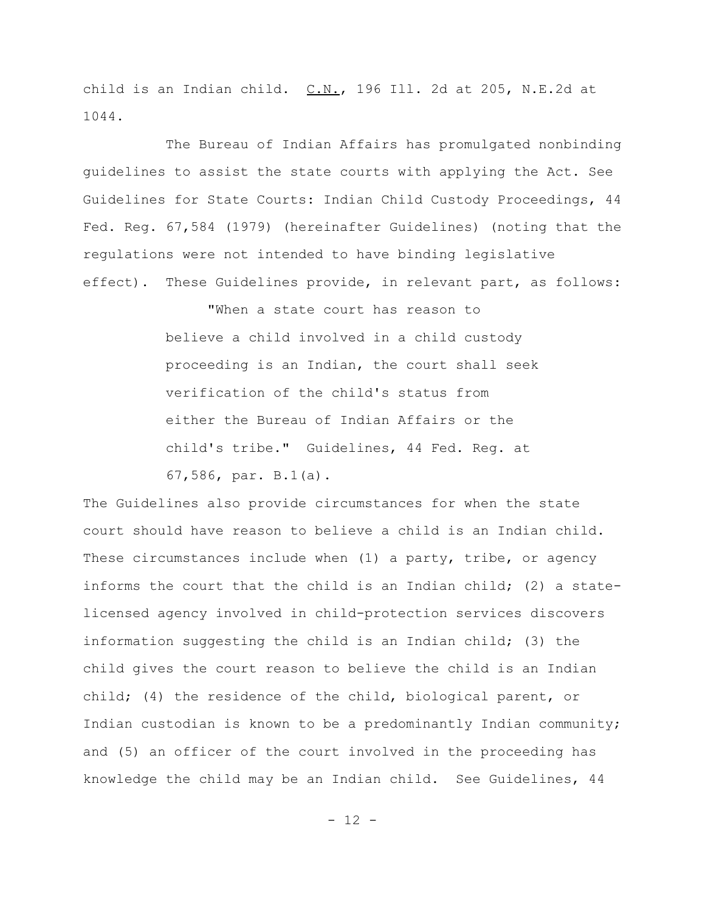child is an Indian child. C.N., 196 Ill. 2d at 205, N.E.2d at 1044.

The Bureau of Indian Affairs has promulgated nonbinding guidelines to assist the state courts with applying the Act. See Guidelines for State Courts: Indian Child Custody Proceedings, 44 Fed. Reg. 67,584 (1979) (hereinafter Guidelines) (noting that the regulations were not intended to have binding legislative effect). These Guidelines provide, in relevant part, as follows:

> "When a state court has reason to believe a child involved in a child custody proceeding is an Indian, the court shall seek verification of the child's status from either the Bureau of Indian Affairs or the child's tribe." Guidelines, 44 Fed. Reg. at 67,586, par. B.1(a).

The Guidelines also provide circumstances for when the state court should have reason to believe a child is an Indian child. These circumstances include when (1) a party, tribe, or agency informs the court that the child is an Indian child; (2) a state-licensed agency involved in child-protection services discovers information suggesting the child is an Indian child; (3) the child gives the court reason to believe the child is an Indian child; (4) the residence of the child, biological parent, or Indian custodian is known to be a predominantly Indian community; and (5) an officer of the court involved in the proceeding has knowledge the child may be an Indian child. See Guidelines, 44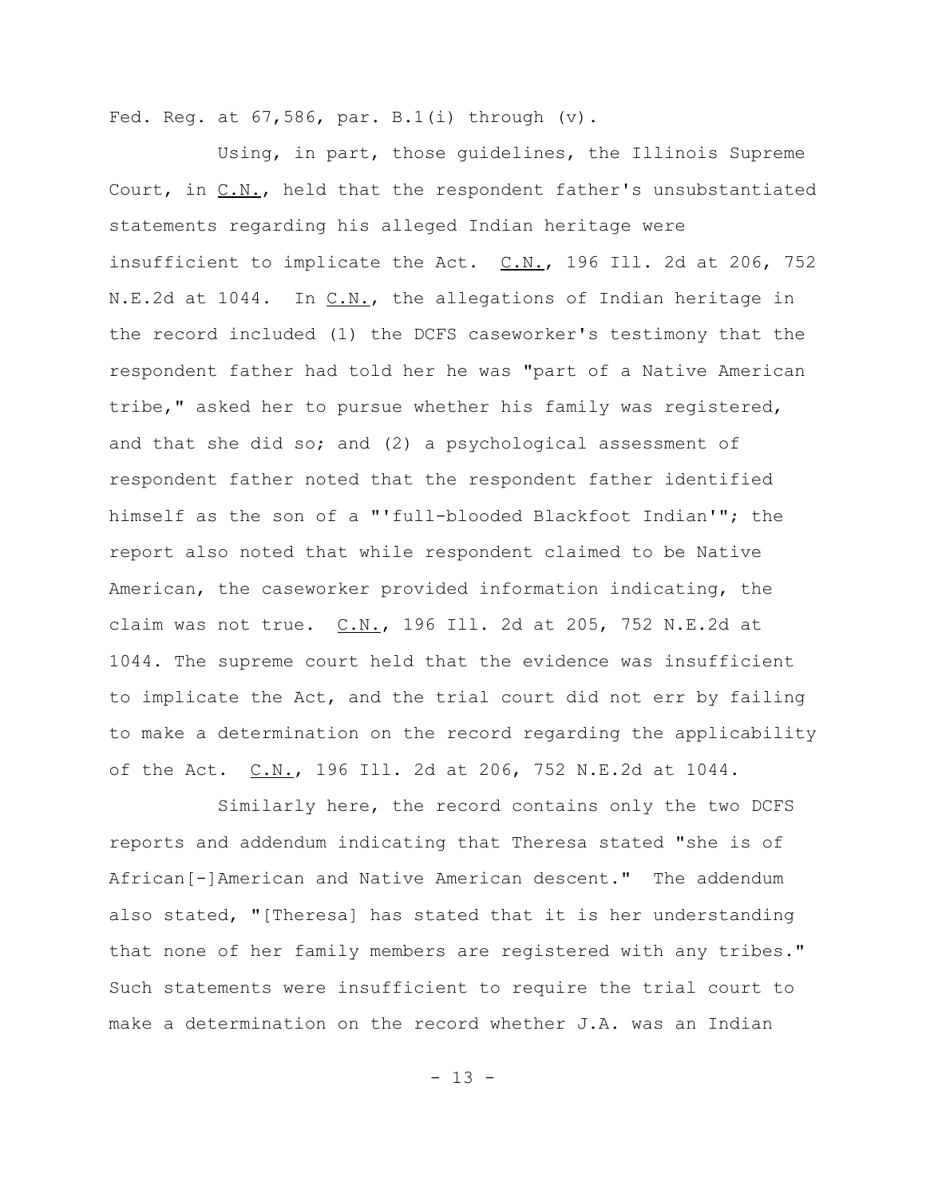Fed. Reg. at 67,586, par. B.1(i) through (v).

Using, in part, those guidelines, the Illinois Supreme Court, in C.N., held that the respondent father's unsubstantiated statements regarding his alleged Indian heritage were insufficient to implicate the Act. C.N., 196 Ill. 2d at 206, 752 N.E.2d at 1044. In C.N., the allegations of Indian heritage in the record included (1) the DCFS caseworker's testimony that the respondent father had told her he was "part of a Native American tribe," asked her to pursue whether his family was registered, and that she did so; and (2) a psychological assessment of respondent father noted that the respondent father identified himself as the son of a "'full-blooded Blackfoot Indian'"; the report also noted that while respondent claimed to be Native American, the caseworker provided information indicating, the claim was not true. C.N., 196 Ill. 2d at 205, 752 N.E.2d at 1044. The supreme court held that the evidence was insufficient to implicate the Act, and the trial court did not err by failing to make a determination on the record regarding the applicability of the Act. C.N., 196 Ill. 2d at 206, 752 N.E.2d at 1044.

Similarly here, the record contains only the two DCFS reports and addendum indicating that Theresa stated "she is of African[-]American and Native American descent." The addendum also stated, "[Theresa] has stated that it is her understanding that none of her family members are registered with any tribes." Such statements were insufficient to require the trial court to make a determination on the record whether J.A. was an Indian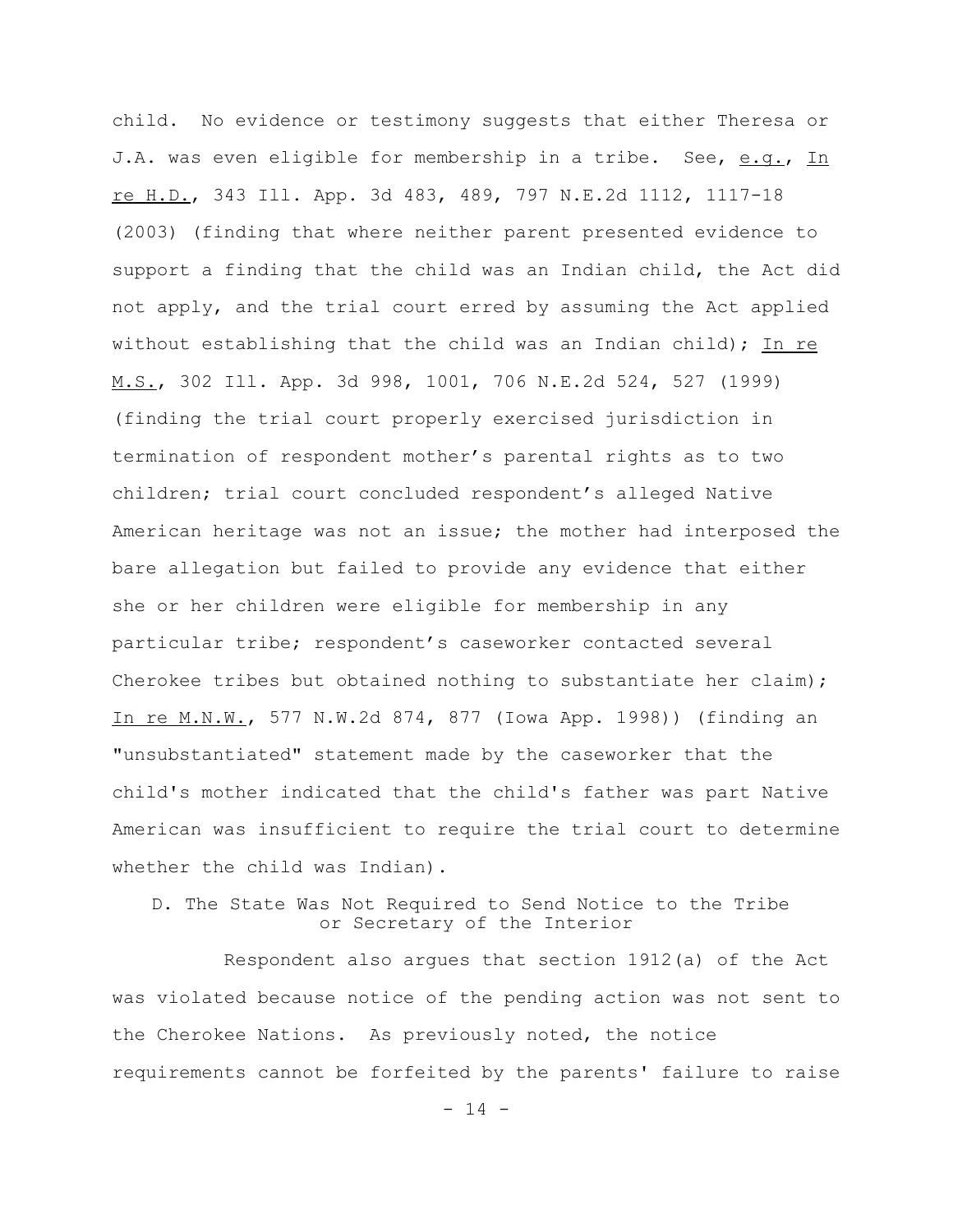child. No evidence or testimony suggests that either Theresa or J.A. was even eligible for membership in a tribe. See, e.g., In re H.D., 343 Ill. App. 3d 483, 489, 797 N.E.2d 1112, 1117-18 (2003) (finding that where neither parent presented evidence to support a finding that the child was an Indian child, the Act did not apply, and the trial court erred by assuming the Act applied without establishing that the child was an Indian child); In re M.S., 302 Ill. App. 3d 998, 1001, 706 N.E.2d 524, 527 (1999) (finding the trial court properly exercised jurisdiction in termination of respondent mother's parental rights as to two children; trial court concluded respondent's alleged Native American heritage was not an issue; the mother had interposed the bare allegation but failed to provide any evidence that either she or her children were eligible for membership in any particular tribe; respondent's caseworker contacted several Cherokee tribes but obtained nothing to substantiate her claim); In re M.N.W., 577 N.W.2d 874, 877 (Iowa App. 1998)) (finding an "unsubstantiated" statement made by the caseworker that the child's mother indicated that the child's father was part Native American was insufficient to require the trial court to determine whether the child was Indian).

### D. The State Was Not Required to Send Notice to the Tribe or Secretary of the Interior

Respondent also argues that section 1912(a) of the Act was violated because notice of the pending action was not sent to the Cherokee Nations. As previously noted, the notice requirements cannot be forfeited by the parents' failure to raise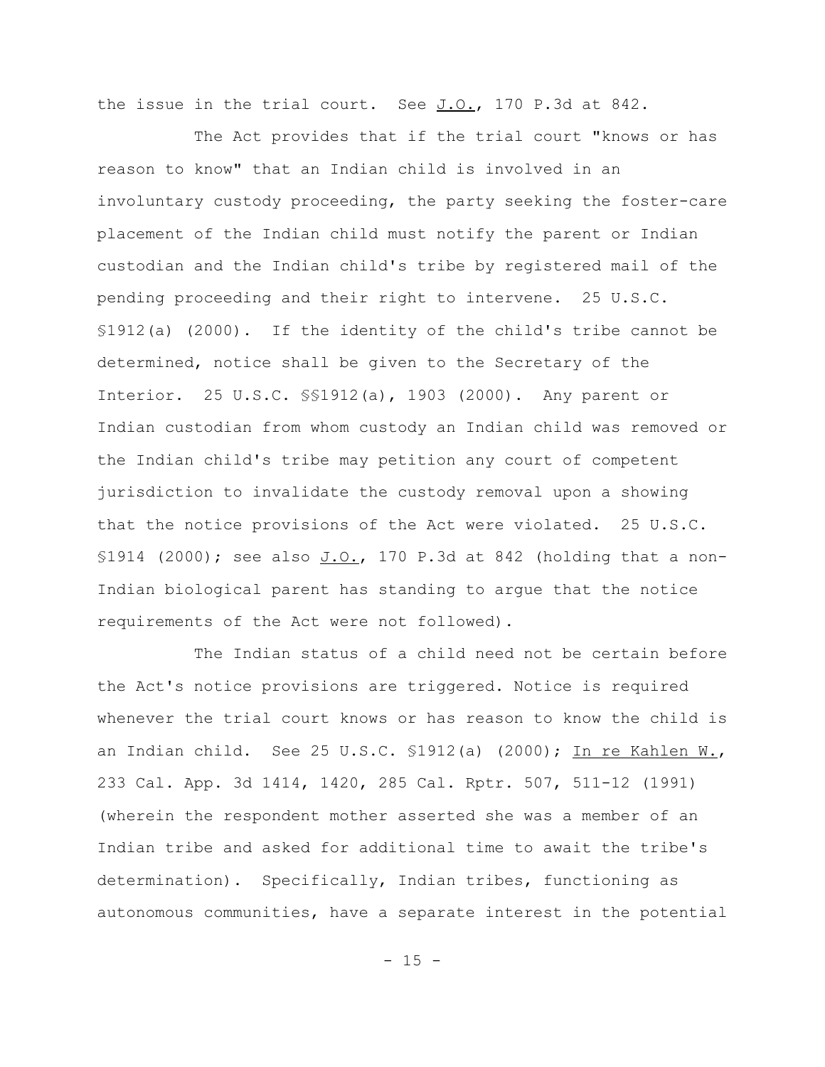the issue in the trial court. See J.O., 170 P.3d at 842.

The Act provides that if the trial court "knows or has reason to know" that an Indian child is involved in an involuntary custody proceeding, the party seeking the foster-care placement of the Indian child must notify the parent or Indian custodian and the Indian child's tribe by registered mail of the pending proceeding and their right to intervene. 25 U.S.C. §1912(a) (2000). If the identity of the child's tribe cannot be determined, notice shall be given to the Secretary of the Interior. 25 U.S.C. §§1912(a), 1903 (2000). Any parent or Indian custodian from whom custody an Indian child was removed or the Indian child's tribe may petition any court of competent jurisdiction to invalidate the custody removal upon a showing that the notice provisions of the Act were violated. 25 U.S.C. §1914 (2000); see also J.O., 170 P.3d at 842 (holding that a non-Indian biological parent has standing to argue that the notice requirements of the Act were not followed).

The Indian status of a child need not be certain before the Act's notice provisions are triggered. Notice is required whenever the trial court knows or has reason to know the child is an Indian child. See 25 U.S.C. §1912(a) (2000); In re Kahlen W., 233 Cal. App. 3d 1414, 1420, 285 Cal. Rptr. 507, 511-12 (1991) (wherein the respondent mother asserted she was a member of an Indian tribe and asked for additional time to await the tribe's determination). Specifically, Indian tribes, functioning as autonomous communities, have a separate interest in the potential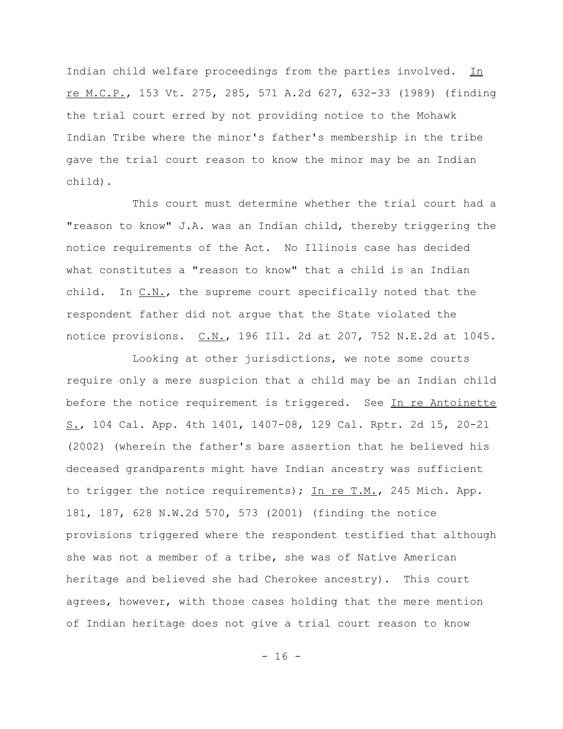Indian child welfare proceedings from the parties involved. In re M.C.P., 153 Vt. 275, 285, 571 A.2d 627, 632-33 (1989) (finding the trial court erred by not providing notice to the Mohawk Indian Tribe where the minor's father's membership in the tribe gave the trial court reason to know the minor may be an Indian child).

This court must determine whether the trial court had a "reason to know" J.A. was an Indian child, thereby triggering the notice requirements of the Act. No Illinois case has decided what constitutes a "reason to know" that a child is an Indian child. In C.N., the supreme court specifically noted that the respondent father did not argue that the State violated the notice provisions. C.N., 196 Ill. 2d at 207, 752 N.E.2d at 1045.

Looking at other jurisdictions, we note some courts require only a mere suspicion that a child may be an Indian child before the notice requirement is triggered. See In re Antoinette S., 104 Cal. App. 4th 1401, 1407-08, 129 Cal. Rptr. 2d 15, 20-21 (2002) (wherein the father's bare assertion that he believed his deceased grandparents might have Indian ancestry was sufficient to trigger the notice requirements); In re T.M., 245 Mich. App. 181, 187, 628 N.W.2d 570, 573 (2001) (finding the notice provisions triggered where the respondent testified that although she was not a member of a tribe, she was of Native American heritage and believed she had Cherokee ancestry). This court agrees, however, with those cases holding that the mere mention of Indian heritage does not give a trial court reason to know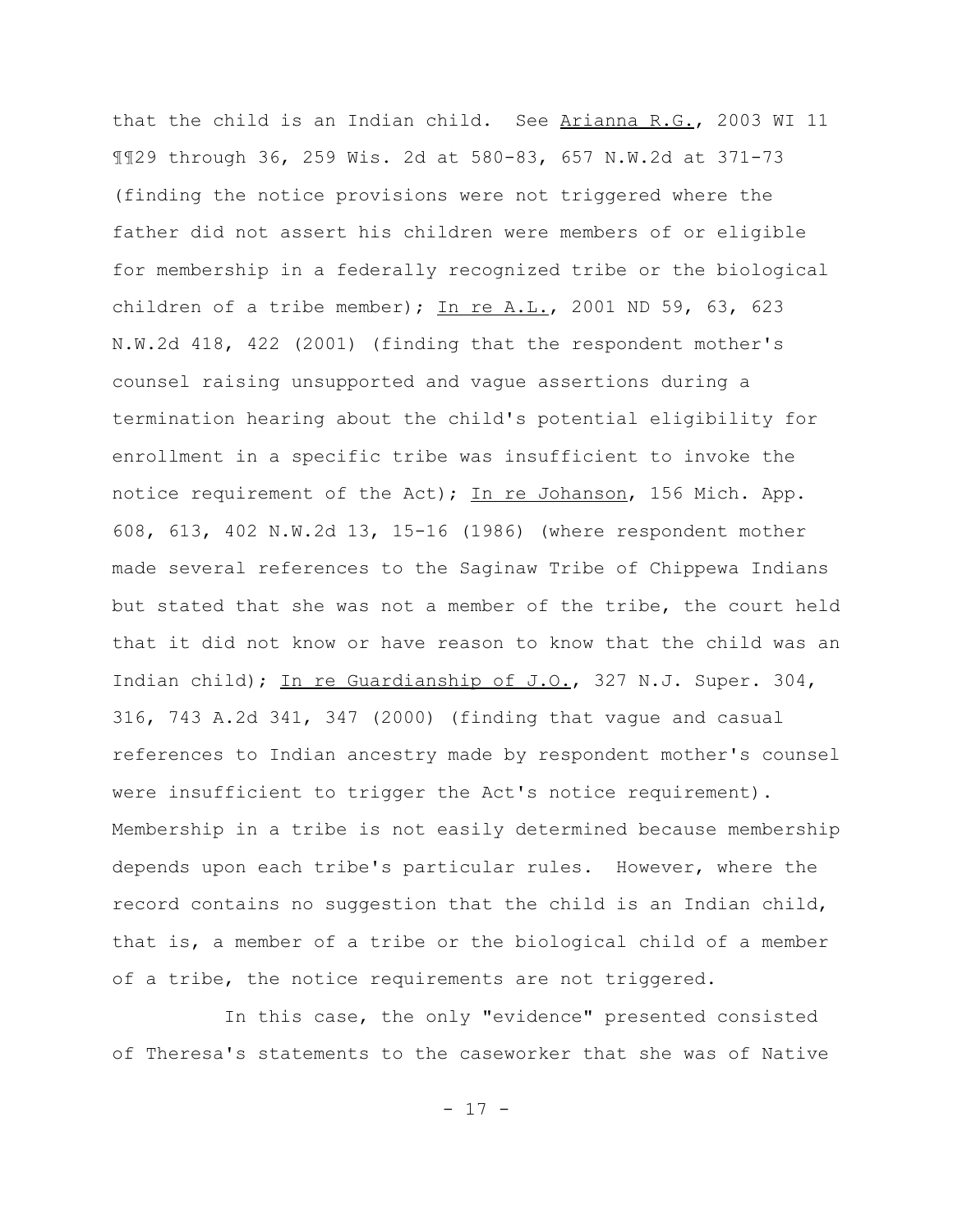that the child is an Indian child. See Arianna R.G., 2003 WI 11 ¶¶29 through 36, 259 Wis. 2d at 580-83, 657 N.W.2d at 371-73 (finding the notice provisions were not triggered where the father did not assert his children were members of or eligible for membership in a federally recognized tribe or the biological children of a tribe member); In re A.L., 2001 ND 59, 63, 623 N.W.2d 418, 422 (2001) (finding that the respondent mother's counsel raising unsupported and vague assertions during a termination hearing about the child's potential eligibility for enrollment in a specific tribe was insufficient to invoke the notice requirement of the Act); In re Johanson, 156 Mich. App. 608, 613, 402 N.W.2d 13, 15-16 (1986) (where respondent mother made several references to the Saginaw Tribe of Chippewa Indians but stated that she was not a member of the tribe, the court held that it did not know or have reason to know that the child was an Indian child); In re Guardianship of J.O., 327 N.J. Super. 304, 316, 743 A.2d 341, 347 (2000) (finding that vague and casual references to Indian ancestry made by respondent mother's counsel were insufficient to trigger the Act's notice requirement). Membership in a tribe is not easily determined because membership depends upon each tribe's particular rules. However, where the record contains no suggestion that the child is an Indian child, that is, a member of a tribe or the biological child of a member of a tribe, the notice requirements are not triggered.

In this case, the only "evidence" presented consisted of Theresa's statements to the caseworker that she was of Native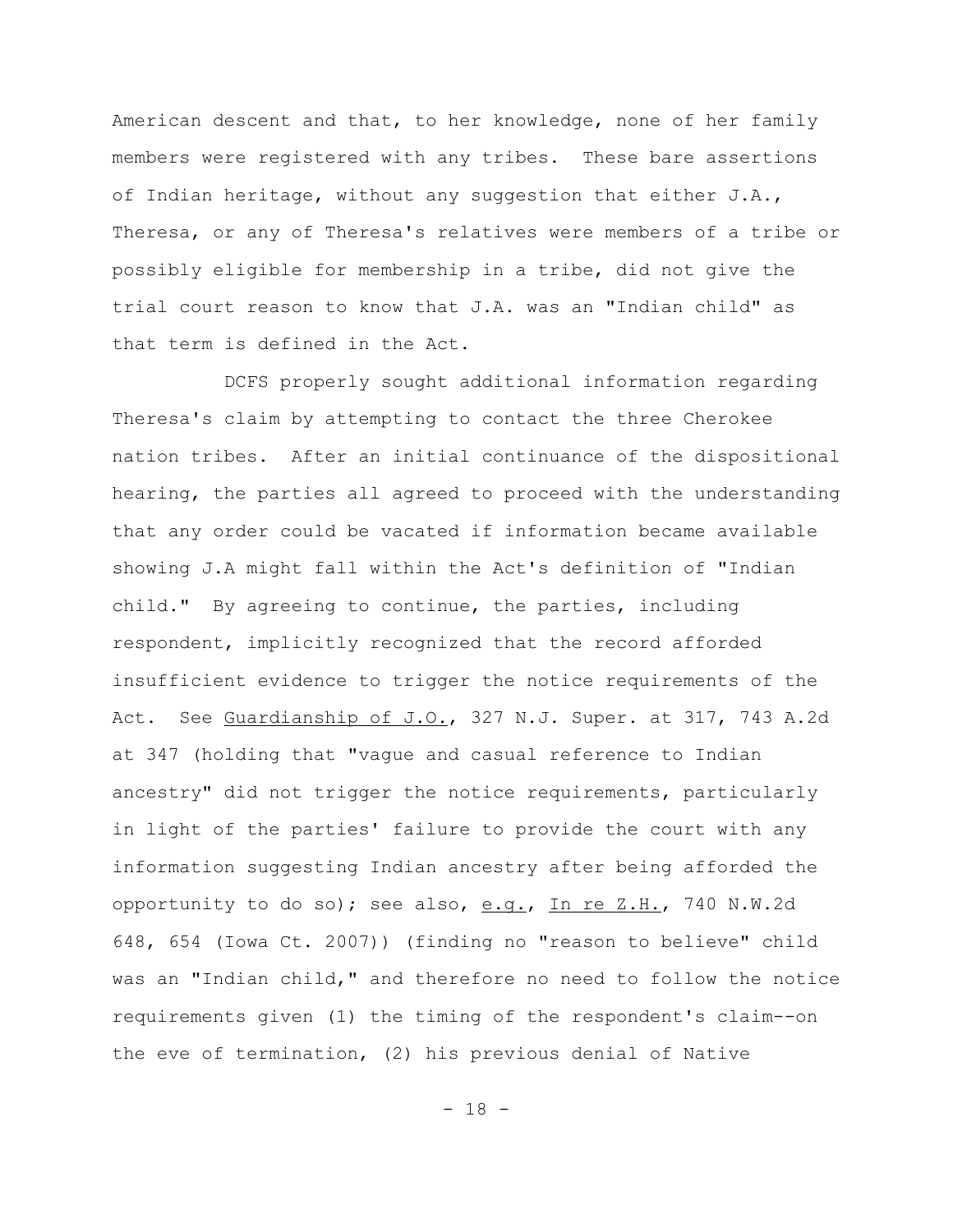American descent and that, to her knowledge, none of her family members were registered with any tribes. These bare assertions of Indian heritage, without any suggestion that either J.A., Theresa, or any of Theresa's relatives were members of a tribe or possibly eligible for membership in a tribe, did not give the trial court reason to know that J.A. was an "Indian child" as that term is defined in the Act.

DCFS properly sought additional information regarding Theresa's claim by attempting to contact the three Cherokee nation tribes. After an initial continuance of the dispositional hearing, the parties all agreed to proceed with the understanding that any order could be vacated if information became available showing J.A might fall within the Act's definition of "Indian child." By agreeing to continue, the parties, including respondent, implicitly recognized that the record afforded insufficient evidence to trigger the notice requirements of the Act. See <u>Guardianship of J.O.</u>, 327 N.J. Super. at 317, 743 A.2d at 347 (holding that "vague and casual reference to Indian ancestry" did not trigger the notice requirements, particularly in light of the parties' failure to provide the court with any information suggesting Indian ancestry after being afforded the opportunity to do so); see also, <u>e.g.</u>, <u>In re Z.H.</u>, 740 N.W.2d 648, 654 (Iowa Ct. 2007)) (finding no "reason to believe" child was an "Indian child," and therefore no need to follow the notice requirements given (1) the timing of the respondent's claim--on the eve of termination, (2) his previous denial of Native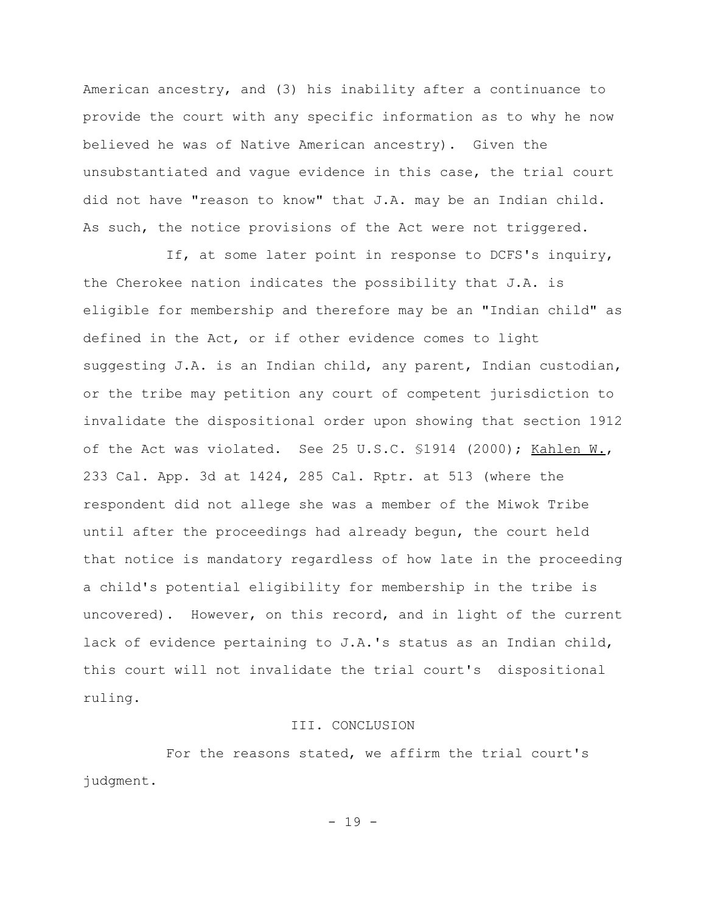American ancestry, and (3) his inability after a continuance to provide the court with any specific information as to why he now believed he was of Native American ancestry). Given the unsubstantiated and vague evidence in this case, the trial court did not have "reason to know" that J.A. may be an Indian child. As such, the notice provisions of the Act were not triggered.

If, at some later point in response to DCFS's inquiry, the Cherokee nation indicates the possibility that J.A. is eligible for membership and therefore may be an "Indian child" as defined in the Act, or if other evidence comes to light suggesting J.A. is an Indian child, any parent, Indian custodian, or the tribe may petition any court of competent jurisdiction to invalidate the dispositional order upon showing that section 1912 of the Act was violated. See 25 U.S.C. §1914 (2000); <u>Kahlen W.</u>, 233 Cal. App. 3d at 1424, 285 Cal. Rptr. at 513 (where the respondent did not allege she was a member of the Miwok Tribe until after the proceedings had already begun, the court held that notice is mandatory regardless of how late in the proceeding a child's potential eligibility for membership in the tribe is uncovered). However, on this record, and in light of the current lack of evidence pertaining to J.A.'s status as an Indian child, this court will not invalidate the trial court's dispositional ruling.

## III. CONCLUSION

For the reasons stated, we affirm the trial court's judgment.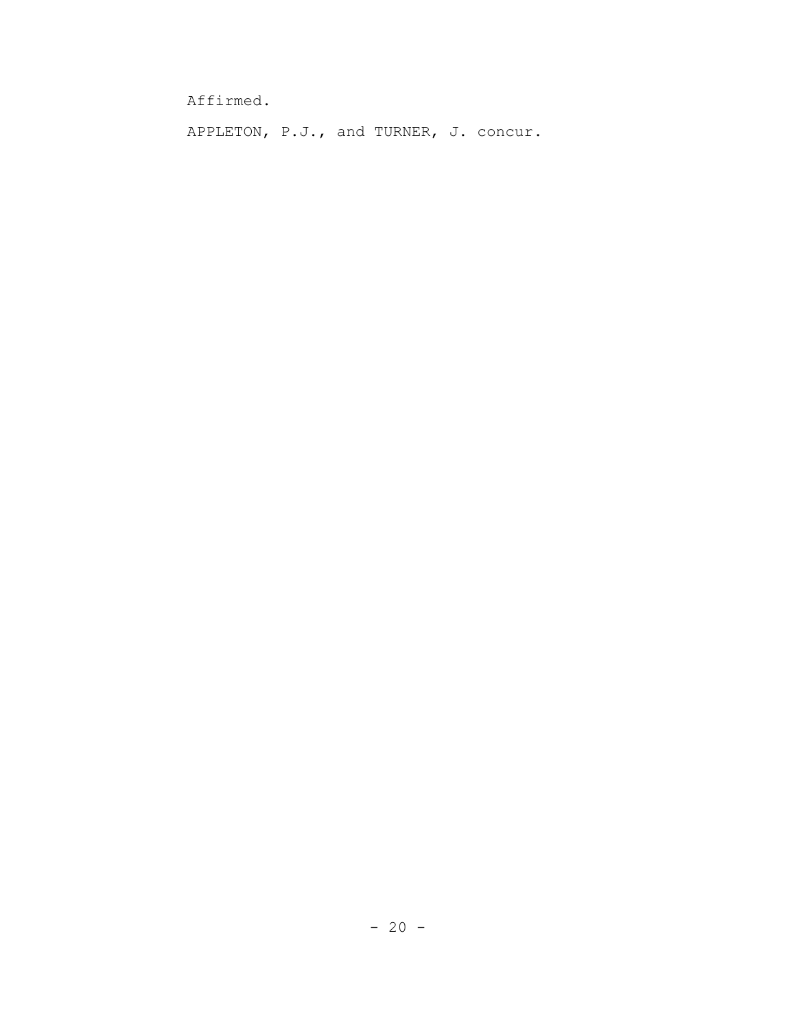Affirmed.

APPLETON, P.J., and TURNER, J. concur.